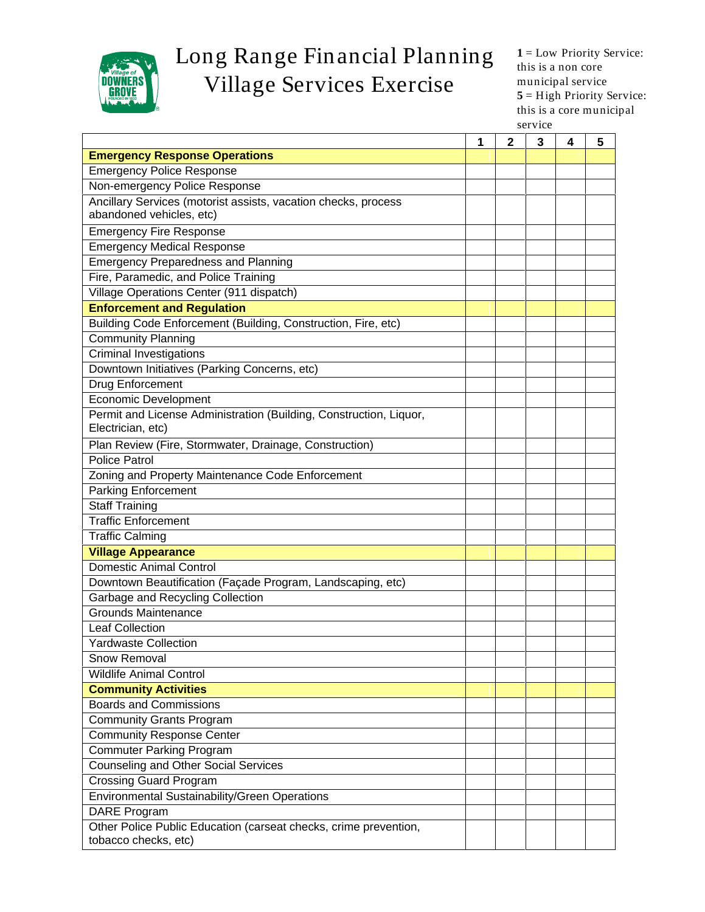# Long Range Financial Planning Village Services Exercise

**1** = Low Priority Service: this is a non core municipal service
**5** = High Priority Service: this is a core municipal service

| | 1 | 2 | 3 | 4 | 5 |
|---|---|---|---|---|---|
| **Emergency Response Operations** | | | | | |
| Emergency Police Response | | | | | |
| Non-emergency Police Response | | | | | |
| Ancillary Services (motorist assists, vacation checks, process abandoned vehicles, etc) | | | | | |
| Emergency Fire Response | | | | | |
| Emergency Medical Response | | | | | |
| Emergency Preparedness and Planning | | | | | |
| Fire, Paramedic, and Police Training | | | | | |
| Village Operations Center (911 dispatch) | | | | | |
| **Enforcement and Regulation** | | | | | |
| Building Code Enforcement (Building, Construction, Fire, etc) | | | | | |
| Community Planning | | | | | |
| Criminal Investigations | | | | | |
| Downtown Initiatives (Parking Concerns, etc) | | | | | |
| Drug Enforcement | | | | | |
| Economic Development | | | | | |
| Permit and License Administration (Building, Construction, Liquor, Electrician, etc) | | | | | |
| Plan Review (Fire, Stormwater, Drainage, Construction) | | | | | |
| Police Patrol | | | | | |
| Zoning and Property Maintenance Code Enforcement | | | | | |
| Parking Enforcement | | | | | |
| Staff Training | | | | | |
| Traffic Enforcement | | | | | |
| Traffic Calming | | | | | |
| **Village Appearance** | | | | | |
| Domestic Animal Control | | | | | |
| Downtown Beautification (Façade Program, Landscaping, etc) | | | | | |
| Garbage and Recycling Collection | | | | | |
| Grounds Maintenance | | | | | |
| Leaf Collection | | | | | |
| Yardwaste Collection | | | | | |
| Snow Removal | | | | | |
| Wildlife Animal Control | | | | | |
| **Community Activities** | | | | | |
| Boards and Commissions | | | | | |
| Community Grants Program | | | | | |
| Community Response Center | | | | | |
| Commuter Parking Program | | | | | |
| Counseling and Other Social Services | | | | | |
| Crossing Guard Program | | | | | |
| Environmental Sustainability/Green Operations | | | | | |
| DARE Program | | | | | |
| Other Police Public Education (carseat checks, crime prevention, tobacco checks, etc) | | | | | |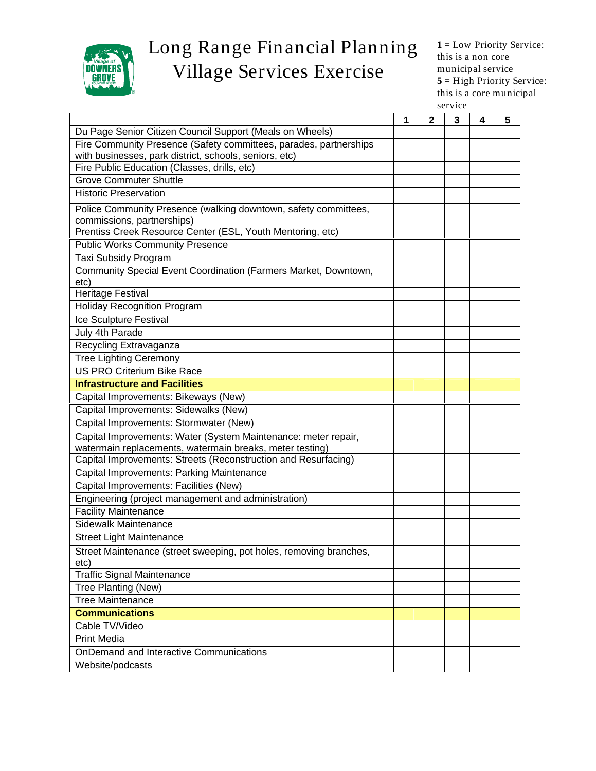# Long Range Financial Planning Village Services Exercise

**1** = Low Priority Service: this is a non core municipal service
**5** = High Priority Service: this is a core municipal service

| | 1 | 2 | 3 | 4 | 5 |
|---|---|---|---|---|---|
| Du Page Senior Citizen Council Support (Meals on Wheels) | | | | | |
| Fire Community Presence (Safety committees, parades, partnerships with businesses, park district, schools, seniors, etc) | | | | | |
| Fire Public Education (Classes, drills, etc) | | | | | |
| Grove Commuter Shuttle | | | | | |
| Historic Preservation | | | | | |
| Police Community Presence (walking downtown, safety committees, commissions, partnerships) | | | | | |
| Prentiss Creek Resource Center (ESL, Youth Mentoring, etc) | | | | | |
| Public Works Community Presence | | | | | |
| Taxi Subsidy Program | | | | | |
| Community Special Event Coordination (Farmers Market, Downtown, etc) | | | | | |
| Heritage Festival | | | | | |
| Holiday Recognition Program | | | | | |
| Ice Sculpture Festival | | | | | |
| July 4th Parade | | | | | |
| Recycling Extravaganza | | | | | |
| Tree Lighting Ceremony | | | | | |
| US PRO Criterium Bike Race | | | | | |
| **Infrastructure and Facilities** | | | | | |
| Capital Improvements: Bikeways (New) | | | | | |
| Capital Improvements: Sidewalks (New) | | | | | |
| Capital Improvements: Stormwater (New) | | | | | |
| Capital Improvements: Water (System Maintenance: meter repair, watermain replacements, watermain breaks, meter testing) | | | | | |
| Capital Improvements: Streets (Reconstruction and Resurfacing) | | | | | |
| Capital Improvements: Parking Maintenance | | | | | |
| Capital Improvements: Facilities (New) | | | | | |
| Engineering (project management and administration) | | | | | |
| Facility Maintenance | | | | | |
| Sidewalk Maintenance | | | | | |
| Street Light Maintenance | | | | | |
| Street Maintenance (street sweeping, pot holes, removing branches, etc) | | | | | |
| Traffic Signal Maintenance | | | | | |
| Tree Planting (New) | | | | | |
| Tree Maintenance | | | | | |
| **Communications** | | | | | |
| Cable TV/Video | | | | | |
| Print Media | | | | | |
| OnDemand and Interactive Communications | | | | | |
| Website/podcasts | | | | | |